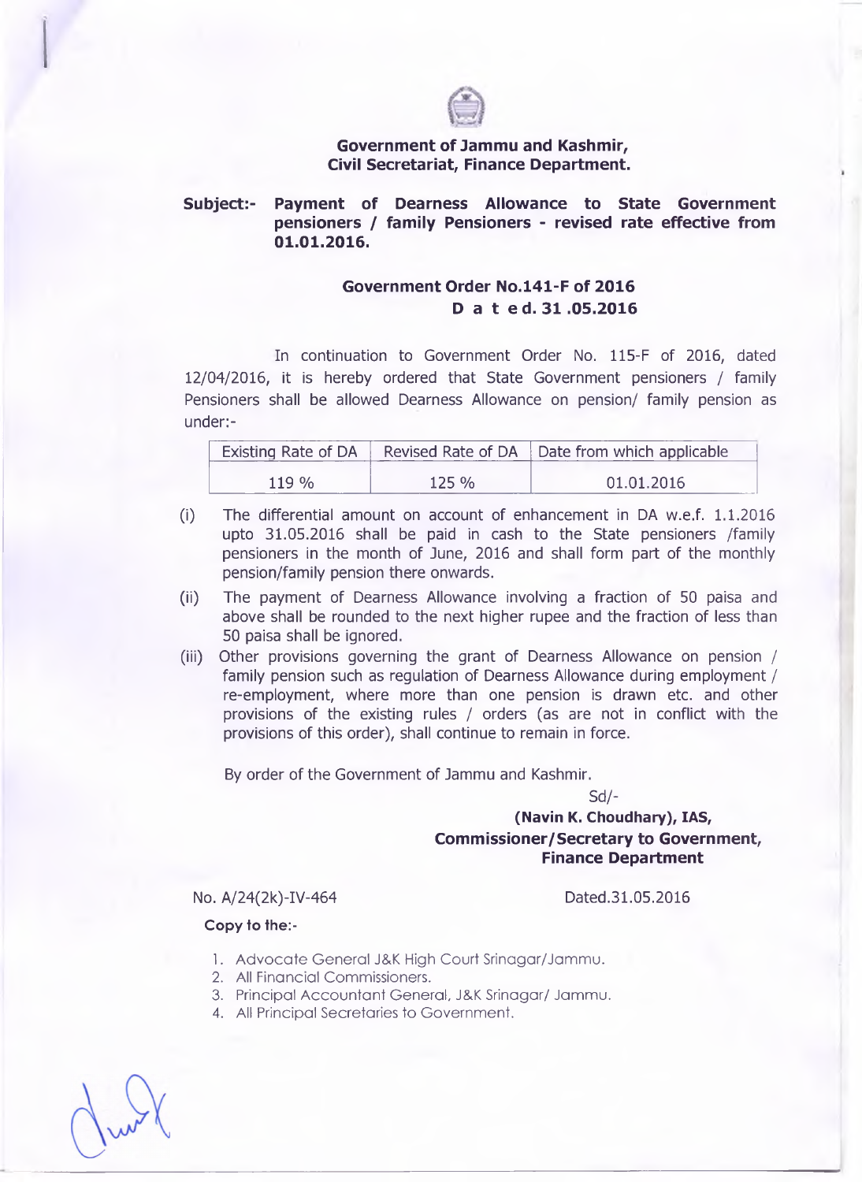**Government of Jammu and Kashmir,**
**Civil Secretariat, Finance Department.**

**Subject:- Payment of Dearness Allowance to State Government pensioners / family Pensioners - revised rate effective from 01.01.2016.**

**Government Order No.141-F of 2016**
**D a t e d. 31 .05.2016**

In continuation to Government Order No. 115-F of 2016, dated 12/04/2016, it is hereby ordered that State Government pensioners / family Pensioners shall be allowed Dearness Allowance on pension/ family pension as under:-

| Existing Rate of DA | Revised Rate of DA | Date from which applicable |
|---|---|---|
| 119 % | 125 % | 01.01.2016 |

(i) The differential amount on account of enhancement in DA w.e.f. 1.1.2016 upto 31.05.2016 shall be paid in cash to the State pensioners /family pensioners in the month of June, 2016 and shall form part of the monthly pension/family pension there onwards.

(ii) The payment of Dearness Allowance involving a fraction of 50 paisa and above shall be rounded to the next higher rupee and the fraction of less than 50 paisa shall be ignored.

(iii) Other provisions governing the grant of Dearness Allowance on pension / family pension such as regulation of Dearness Allowance during employment / re-employment, where more than one pension is drawn etc. and other provisions of the existing rules / orders (as are not in conflict with the provisions of this order), shall continue to remain in force.

By order of the Government of Jammu and Kashmir.

Sd/-

**(Navin K. Choudhary), IAS,**
**Commissioner/Secretary to Government,**
**Finance Department**

No. A/24(2k)-IV-464 Dated.31.05.2016

**Copy to the:-**

1. Advocate General J&K High Court Srinagar/Jammu.
2. All Financial Commissioners.
3. Principal Accountant General, J&K Srinagar/ Jammu.
4. All Principal Secretaries to Government.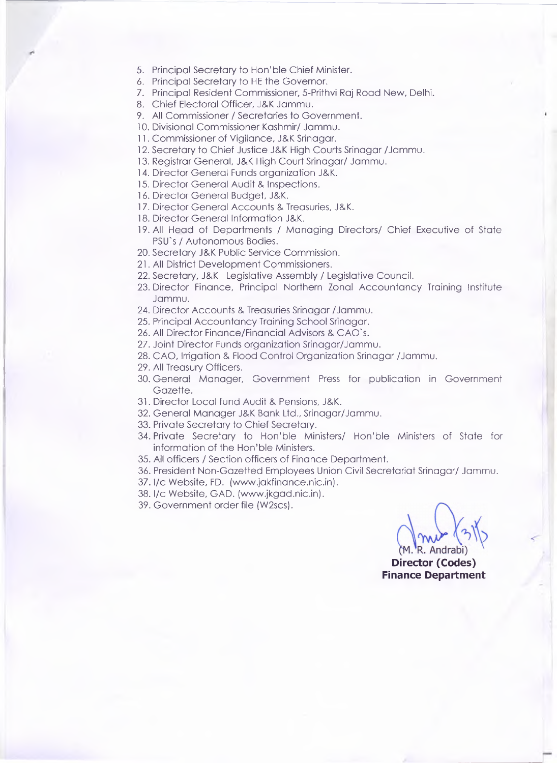5. Principal Secretary to Hon'ble Chief Minister.
6. Principal Secretary to HE the Governor.
7. Principal Resident Commissioner, 5-Prithvi Raj Road New, Delhi.
8. Chief Electoral Officer, J&K Jammu.
9. All Commissioner / Secretaries to Government.
10. Divisional Commissioner Kashmir/ Jammu.
11. Commissioner of Vigilance, J&K Srinagar.
12. Secretary to Chief Justice J&K High Courts Srinagar /Jammu.
13. Registrar General, J&K High Court Srinagar/ Jammu.
14. Director General Funds organization J&K.
15. Director General Audit & Inspections.
16. Director General Budget, J&K.
17. Director General Accounts & Treasuries, J&K.
18. Director General Information J&K.
19. All Head of Departments / Managing Directors/ Chief Executive of State PSU's / Autonomous Bodies.
20. Secretary J&K Public Service Commission.
21. All District Development Commissioners.
22. Secretary, J&K Legislative Assembly / Legislative Council.
23. Director Finance, Principal Northern Zonal Accountancy Training Institute Jammu.
24. Director Accounts & Treasuries Srinagar /Jammu.
25. Principal Accountancy Training School Srinagar.
26. All Director Finance/Financial Advisors & CAO's.
27. Joint Director Funds organization Srinagar/Jammu.
28. CAO, Irrigation & Flood Control Organization Srinagar /Jammu.
29. All Treasury Officers.
30. General Manager, Government Press for publication in Government Gazette.
31. Director Local fund Audit & Pensions, J&K.
32. General Manager J&K Bank Ltd., Srinagar/Jammu.
33. Private Secretary to Chief Secretary.
34. Private Secretary to Hon'ble Ministers/ Hon'ble Ministers of State for information of the Hon'ble Ministers.
35. All officers / Section officers of Finance Department.
36. President Non-Gazetted Employees Union Civil Secretariat Srinagar/ Jammu.
37. I/c Website, FD. (www.jakfinance.nic.in).
38. I/c Website, GAD. (www.jkgad.nic.in).
39. Government order file (W2scs).

(M. R. Andrabi)
**Director (Codes)**
**Finance Department**